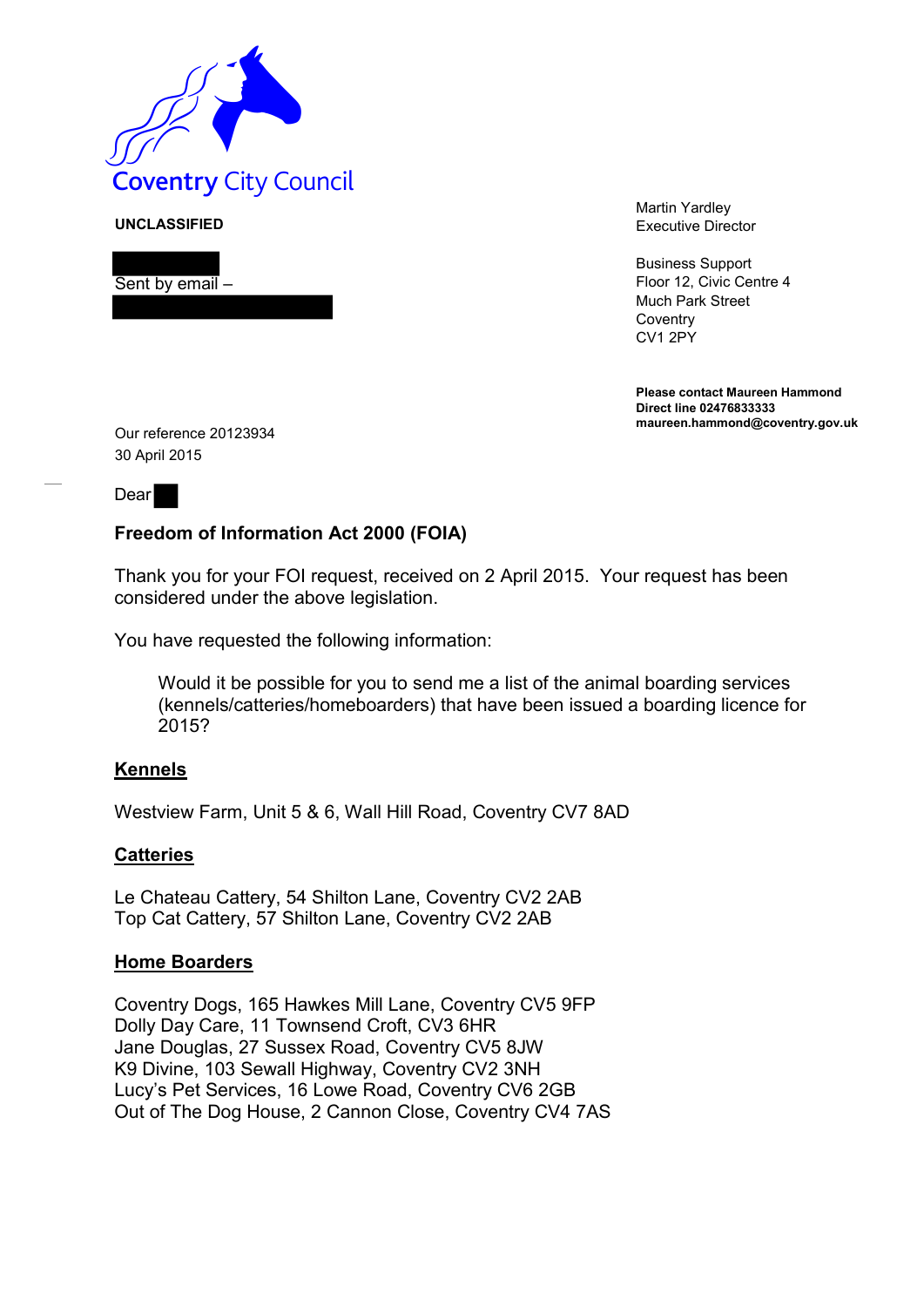Coventry City Council

**UNCLASSIFIED**

Sent by email –

Martin Yardley
Executive Director

Business Support
Floor 12, Civic Centre 4
Much Park Street
Coventry
CV1 2PY

**Please contact Maureen Hammond**
**Direct line 02476833333**
**maureen.hammond@coventry.gov.uk**

Our reference 20123934
30 April 2015

Dear

**Freedom of Information Act 2000 (FOIA)**

Thank you for your FOI request, received on 2 April 2015. Your request has been considered under the above legislation.

You have requested the following information:

> Would it be possible for you to send me a list of the animal boarding services (kennels/catteries/homeboarders) that have been issued a boarding licence for 2015?

## Kennels

Westview Farm, Unit 5 & 6, Wall Hill Road, Coventry CV7 8AD

## Catteries

Le Chateau Cattery, 54 Shilton Lane, Coventry CV2 2AB
Top Cat Cattery, 57 Shilton Lane, Coventry CV2 2AB

## Home Boarders

Coventry Dogs, 165 Hawkes Mill Lane, Coventry CV5 9FP
Dolly Day Care, 11 Townsend Croft, CV3 6HR
Jane Douglas, 27 Sussex Road, Coventry CV5 8JW
K9 Divine, 103 Sewall Highway, Coventry CV2 3NH
Lucy's Pet Services, 16 Lowe Road, Coventry CV6 2GB
Out of The Dog House, 2 Cannon Close, Coventry CV4 7AS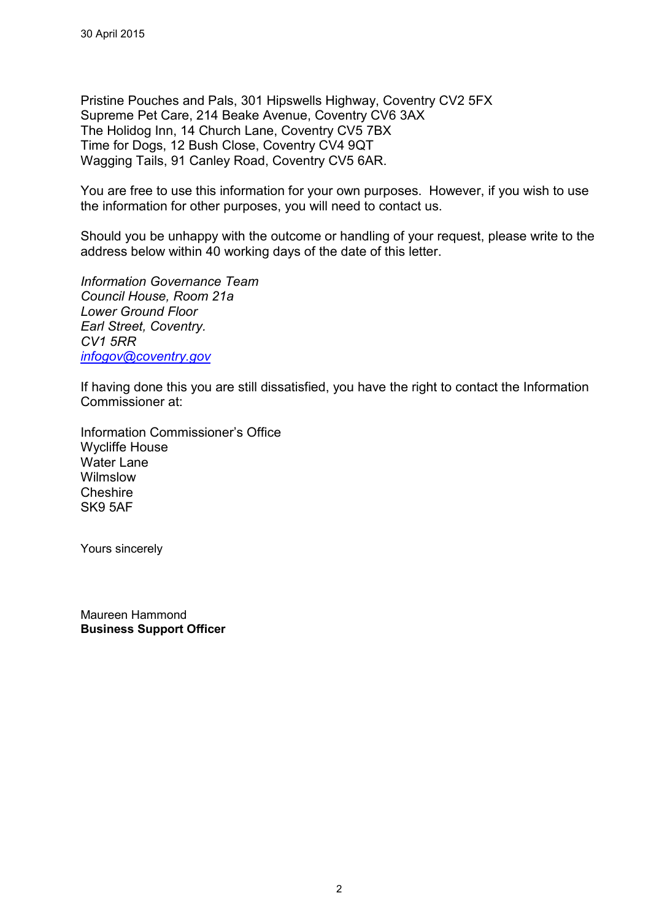30 April 2015

Pristine Pouches and Pals, 301 Hipswells Highway, Coventry CV2 5FX
Supreme Pet Care, 214 Beake Avenue, Coventry CV6 3AX
The Holidog Inn, 14 Church Lane, Coventry CV5 7BX
Time for Dogs, 12 Bush Close, Coventry CV4 9QT
Wagging Tails, 91 Canley Road, Coventry CV5 6AR.

You are free to use this information for your own purposes. However, if you wish to use the information for other purposes, you will need to contact us.

Should you be unhappy with the outcome or handling of your request, please write to the address below within 40 working days of the date of this letter.

*Information Governance Team*
*Council House, Room 21a*
*Lower Ground Floor*
*Earl Street, Coventry.*
*CV1 5RR*
*infogov@coventry.gov*

If having done this you are still dissatisfied, you have the right to contact the Information Commissioner at:

Information Commissioner's Office
Wycliffe House
Water Lane
Wilmslow
Cheshire
SK9 5AF

Yours sincerely

Maureen Hammond
**Business Support Officer**